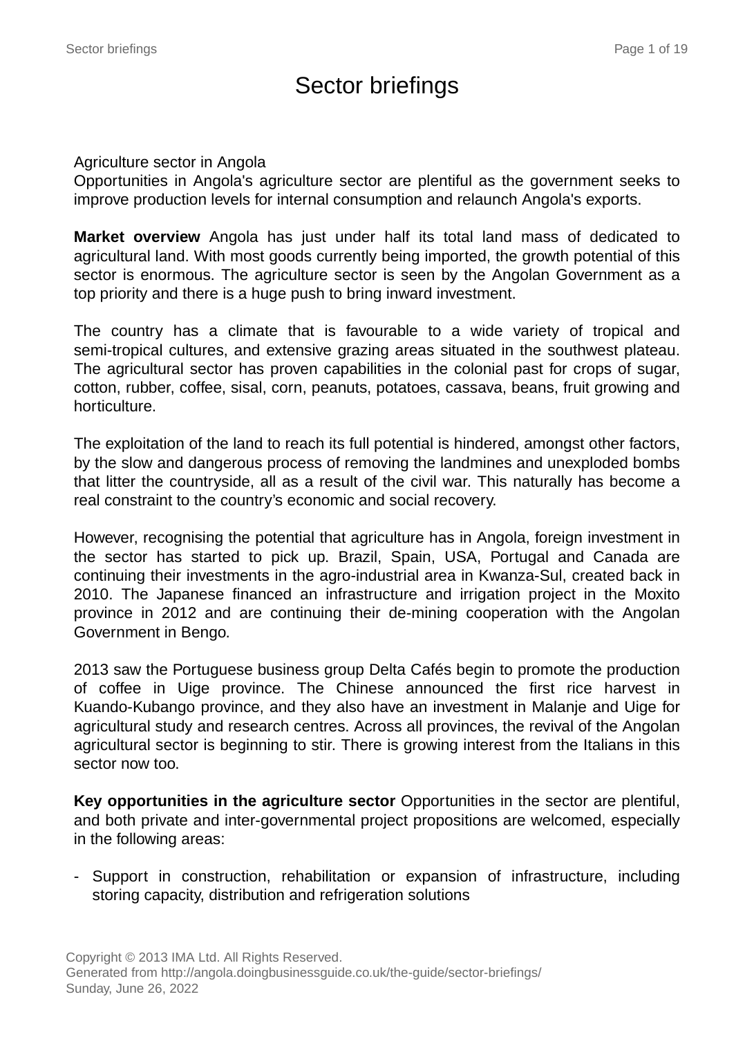# Sector briefings

Agriculture sector in Angola
Opportunities in Angola's agriculture sector are plentiful as the government seeks to improve production levels for internal consumption and relaunch Angola's exports.

**Market overview** Angola has just under half its total land mass of dedicated to agricultural land. With most goods currently being imported, the growth potential of this sector is enormous. The agriculture sector is seen by the Angolan Government as a top priority and there is a huge push to bring inward investment.

The country has a climate that is favourable to a wide variety of tropical and semi-tropical cultures, and extensive grazing areas situated in the southwest plateau. The agricultural sector has proven capabilities in the colonial past for crops of sugar, cotton, rubber, coffee, sisal, corn, peanuts, potatoes, cassava, beans, fruit growing and horticulture.

The exploitation of the land to reach its full potential is hindered, amongst other factors, by the slow and dangerous process of removing the landmines and unexploded bombs that litter the countryside, all as a result of the civil war. This naturally has become a real constraint to the country's economic and social recovery.

However, recognising the potential that agriculture has in Angola, foreign investment in the sector has started to pick up. Brazil, Spain, USA, Portugal and Canada are continuing their investments in the agro-industrial area in Kwanza-Sul, created back in 2010. The Japanese financed an infrastructure and irrigation project in the Moxito province in 2012 and are continuing their de-mining cooperation with the Angolan Government in Bengo.

2013 saw the Portuguese business group Delta Cafés begin to promote the production of coffee in Uige province. The Chinese announced the first rice harvest in Kuando-Kubango province, and they also have an investment in Malanje and Uige for agricultural study and research centres. Across all provinces, the revival of the Angolan agricultural sector is beginning to stir. There is growing interest from the Italians in this sector now too.

**Key opportunities in the agriculture sector** Opportunities in the sector are plentiful, and both private and inter-governmental project propositions are welcomed, especially in the following areas:

- Support in construction, rehabilitation or expansion of infrastructure, including storing capacity, distribution and refrigeration solutions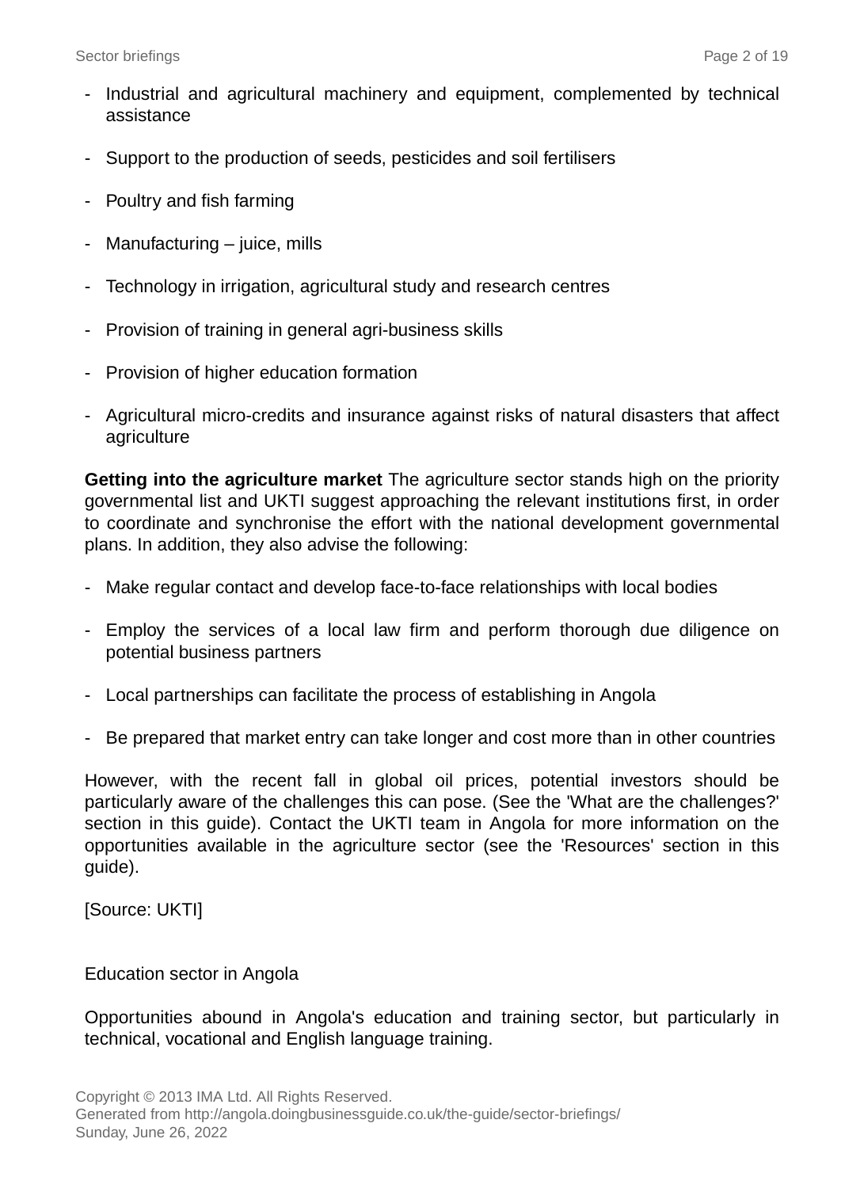- Industrial and agricultural machinery and equipment, complemented by technical assistance
- Support to the production of seeds, pesticides and soil fertilisers
- Poultry and fish farming
- Manufacturing – juice, mills
- Technology in irrigation, agricultural study and research centres
- Provision of training in general agri-business skills
- Provision of higher education formation
- Agricultural micro-credits and insurance against risks of natural disasters that affect agriculture

**Getting into the agriculture market** The agriculture sector stands high on the priority governmental list and UKTI suggest approaching the relevant institutions first, in order to coordinate and synchronise the effort with the national development governmental plans. In addition, they also advise the following:

- Make regular contact and develop face-to-face relationships with local bodies
- Employ the services of a local law firm and perform thorough due diligence on potential business partners
- Local partnerships can facilitate the process of establishing in Angola
- Be prepared that market entry can take longer and cost more than in other countries

However, with the recent fall in global oil prices, potential investors should be particularly aware of the challenges this can pose. (See the 'What are the challenges?' section in this guide). Contact the UKTI team in Angola for more information on the opportunities available in the agriculture sector (see the 'Resources' section in this guide).

[Source: UKTI]

## Education sector in Angola

Opportunities abound in Angola's education and training sector, but particularly in technical, vocational and English language training.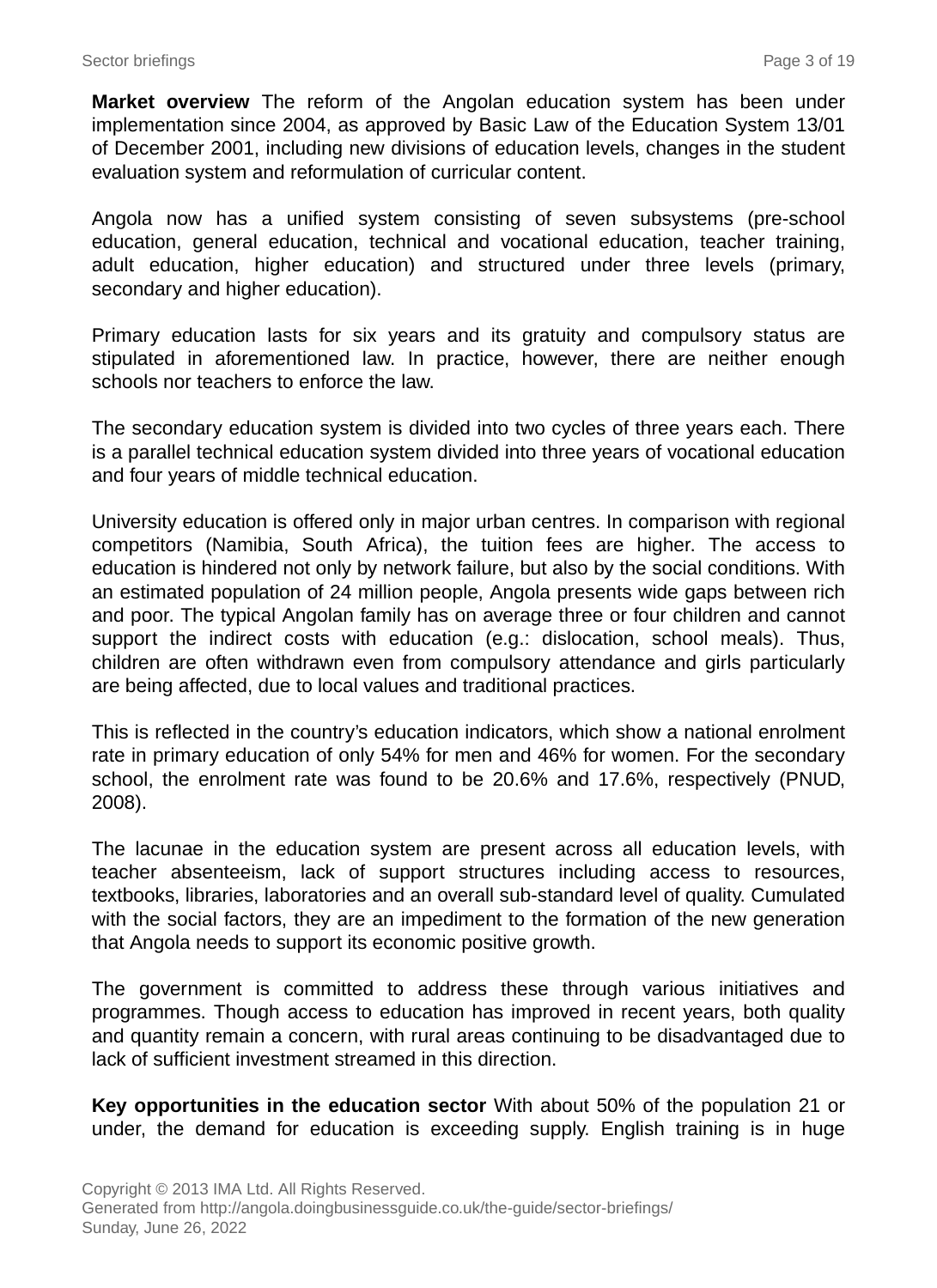**Market overview** The reform of the Angolan education system has been under implementation since 2004, as approved by Basic Law of the Education System 13/01 of December 2001, including new divisions of education levels, changes in the student evaluation system and reformulation of curricular content.

Angola now has a unified system consisting of seven subsystems (pre-school education, general education, technical and vocational education, teacher training, adult education, higher education) and structured under three levels (primary, secondary and higher education).

Primary education lasts for six years and its gratuity and compulsory status are stipulated in aforementioned law. In practice, however, there are neither enough schools nor teachers to enforce the law.

The secondary education system is divided into two cycles of three years each. There is a parallel technical education system divided into three years of vocational education and four years of middle technical education.

University education is offered only in major urban centres. In comparison with regional competitors (Namibia, South Africa), the tuition fees are higher. The access to education is hindered not only by network failure, but also by the social conditions. With an estimated population of 24 million people, Angola presents wide gaps between rich and poor. The typical Angolan family has on average three or four children and cannot support the indirect costs with education (e.g.: dislocation, school meals). Thus, children are often withdrawn even from compulsory attendance and girls particularly are being affected, due to local values and traditional practices.

This is reflected in the country's education indicators, which show a national enrolment rate in primary education of only 54% for men and 46% for women. For the secondary school, the enrolment rate was found to be 20.6% and 17.6%, respectively (PNUD, 2008).

The lacunae in the education system are present across all education levels, with teacher absenteeism, lack of support structures including access to resources, textbooks, libraries, laboratories and an overall sub-standard level of quality. Cumulated with the social factors, they are an impediment to the formation of the new generation that Angola needs to support its economic positive growth.

The government is committed to address these through various initiatives and programmes. Though access to education has improved in recent years, both quality and quantity remain a concern, with rural areas continuing to be disadvantaged due to lack of sufficient investment streamed in this direction.

**Key opportunities in the education sector** With about 50% of the population 21 or under, the demand for education is exceeding supply. English training is in huge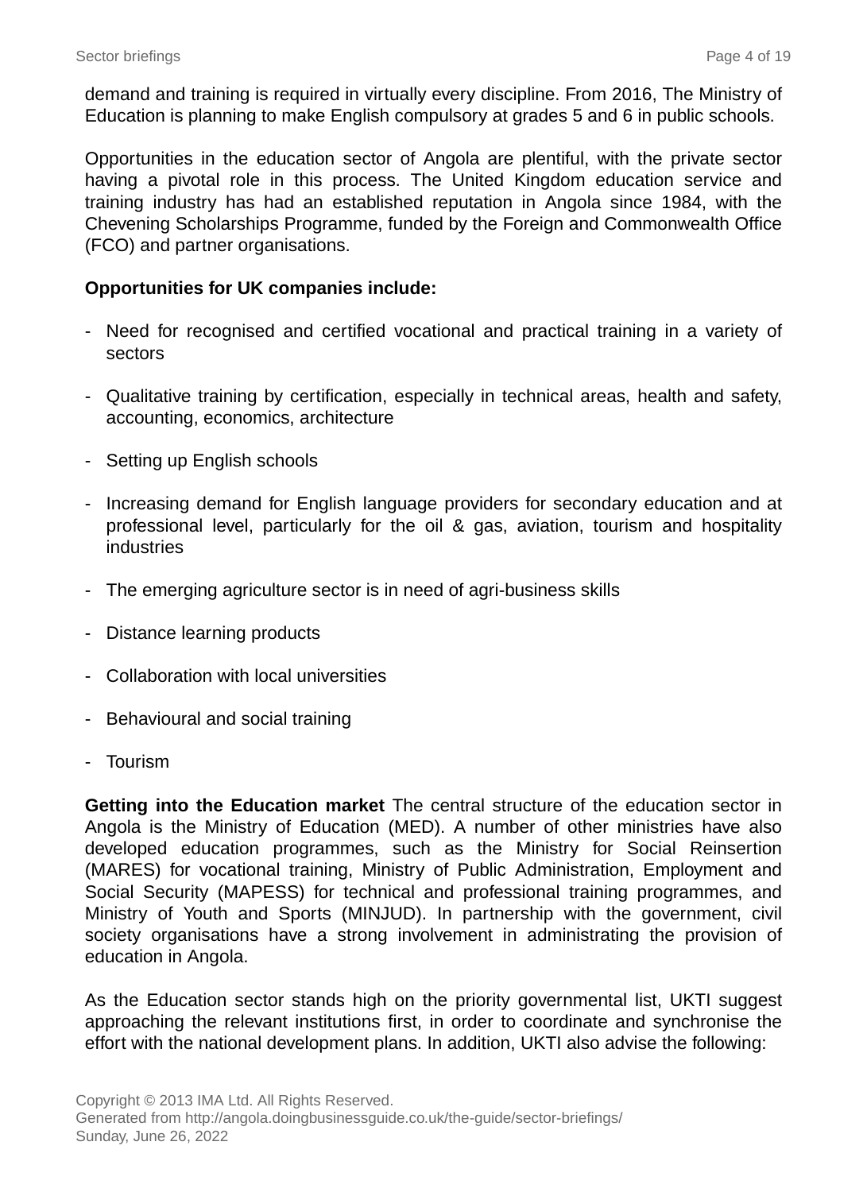demand and training is required in virtually every discipline. From 2016, The Ministry of Education is planning to make English compulsory at grades 5 and 6 in public schools.

Opportunities in the education sector of Angola are plentiful, with the private sector having a pivotal role in this process. The United Kingdom education service and training industry has had an established reputation in Angola since 1984, with the Chevening Scholarships Programme, funded by the Foreign and Commonwealth Office (FCO) and partner organisations.

**Opportunities for UK companies include:**

- Need for recognised and certified vocational and practical training in a variety of sectors
- Qualitative training by certification, especially in technical areas, health and safety, accounting, economics, architecture
- Setting up English schools
- Increasing demand for English language providers for secondary education and at professional level, particularly for the oil & gas, aviation, tourism and hospitality industries
- The emerging agriculture sector is in need of agri-business skills
- Distance learning products
- Collaboration with local universities
- Behavioural and social training
- Tourism

**Getting into the Education market** The central structure of the education sector in Angola is the Ministry of Education (MED). A number of other ministries have also developed education programmes, such as the Ministry for Social Reinsertion (MARES) for vocational training, Ministry of Public Administration, Employment and Social Security (MAPESS) for technical and professional training programmes, and Ministry of Youth and Sports (MINJUD). In partnership with the government, civil society organisations have a strong involvement in administrating the provision of education in Angola.

As the Education sector stands high on the priority governmental list, UKTI suggest approaching the relevant institutions first, in order to coordinate and synchronise the effort with the national development plans. In addition, UKTI also advise the following: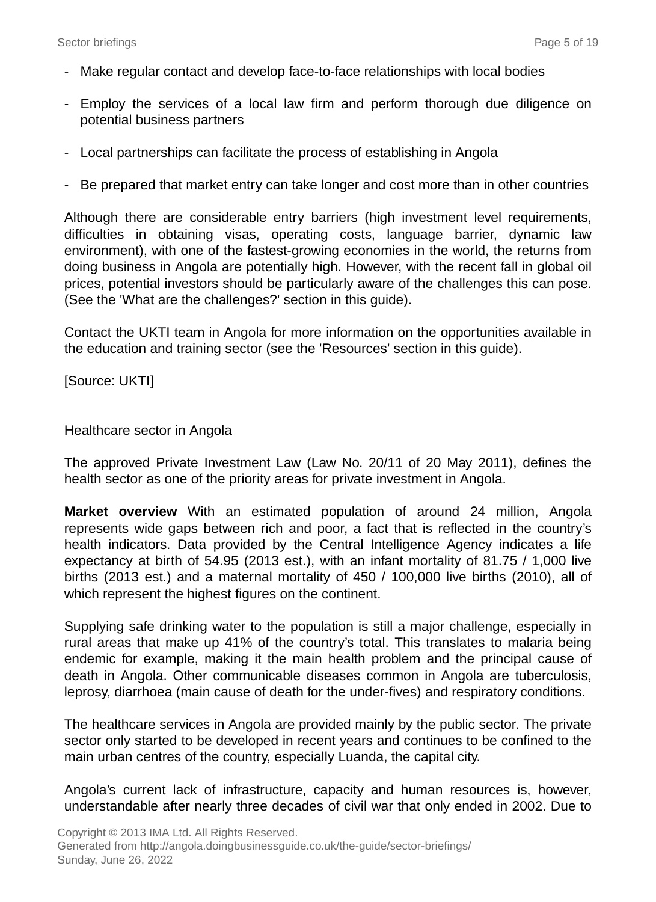- Make regular contact and develop face-to-face relationships with local bodies

- Employ the services of a local law firm and perform thorough due diligence on potential business partners

- Local partnerships can facilitate the process of establishing in Angola

- Be prepared that market entry can take longer and cost more than in other countries

Although there are considerable entry barriers (high investment level requirements, difficulties in obtaining visas, operating costs, language barrier, dynamic law environment), with one of the fastest-growing economies in the world, the returns from doing business in Angola are potentially high. However, with the recent fall in global oil prices, potential investors should be particularly aware of the challenges this can pose. (See the 'What are the challenges?' section in this guide).

Contact the UKTI team in Angola for more information on the opportunities available in the education and training sector (see the 'Resources' section in this guide).

[Source: UKTI]

## Healthcare sector in Angola

The approved Private Investment Law (Law No. 20/11 of 20 May 2011), defines the health sector as one of the priority areas for private investment in Angola.

**Market overview** With an estimated population of around 24 million, Angola represents wide gaps between rich and poor, a fact that is reflected in the country's health indicators. Data provided by the Central Intelligence Agency indicates a life expectancy at birth of 54.95 (2013 est.), with an infant mortality of 81.75 / 1,000 live births (2013 est.) and a maternal mortality of 450 / 100,000 live births (2010), all of which represent the highest figures on the continent.

Supplying safe drinking water to the population is still a major challenge, especially in rural areas that make up 41% of the country's total. This translates to malaria being endemic for example, making it the main health problem and the principal cause of death in Angola. Other communicable diseases common in Angola are tuberculosis, leprosy, diarrhoea (main cause of death for the under-fives) and respiratory conditions.

The healthcare services in Angola are provided mainly by the public sector. The private sector only started to be developed in recent years and continues to be confined to the main urban centres of the country, especially Luanda, the capital city.

Angola's current lack of infrastructure, capacity and human resources is, however, understandable after nearly three decades of civil war that only ended in 2002. Due to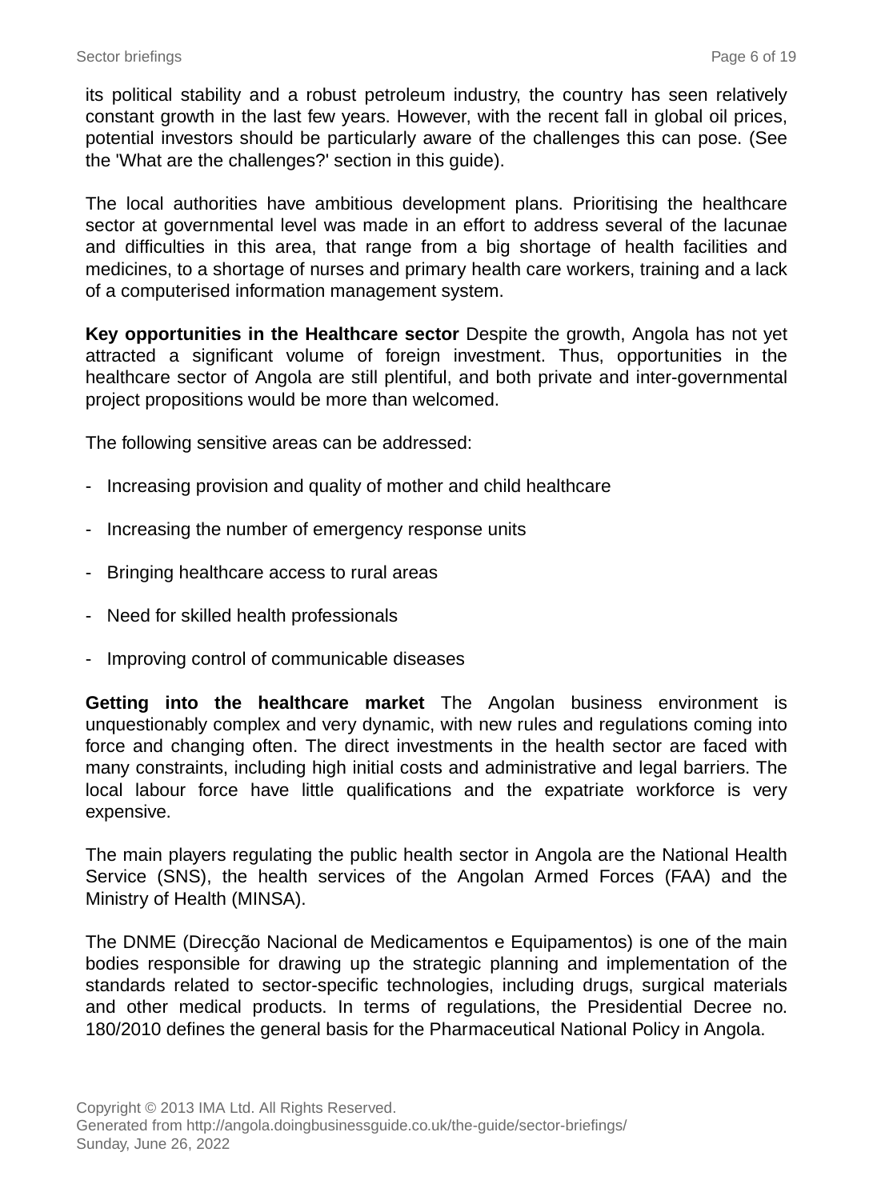its political stability and a robust petroleum industry, the country has seen relatively constant growth in the last few years. However, with the recent fall in global oil prices, potential investors should be particularly aware of the challenges this can pose. (See the 'What are the challenges?' section in this guide).

The local authorities have ambitious development plans. Prioritising the healthcare sector at governmental level was made in an effort to address several of the lacunae and difficulties in this area, that range from a big shortage of health facilities and medicines, to a shortage of nurses and primary health care workers, training and a lack of a computerised information management system.

**Key opportunities in the Healthcare sector** Despite the growth, Angola has not yet attracted a significant volume of foreign investment. Thus, opportunities in the healthcare sector of Angola are still plentiful, and both private and inter-governmental project propositions would be more than welcomed.

The following sensitive areas can be addressed:

- Increasing provision and quality of mother and child healthcare
- Increasing the number of emergency response units
- Bringing healthcare access to rural areas
- Need for skilled health professionals
- Improving control of communicable diseases

**Getting into the healthcare market** The Angolan business environment is unquestionably complex and very dynamic, with new rules and regulations coming into force and changing often. The direct investments in the health sector are faced with many constraints, including high initial costs and administrative and legal barriers. The local labour force have little qualifications and the expatriate workforce is very expensive.

The main players regulating the public health sector in Angola are the National Health Service (SNS), the health services of the Angolan Armed Forces (FAA) and the Ministry of Health (MINSA).

The DNME (Direcção Nacional de Medicamentos e Equipamentos) is one of the main bodies responsible for drawing up the strategic planning and implementation of the standards related to sector-specific technologies, including drugs, surgical materials and other medical products. In terms of regulations, the Presidential Decree no. 180/2010 defines the general basis for the Pharmaceutical National Policy in Angola.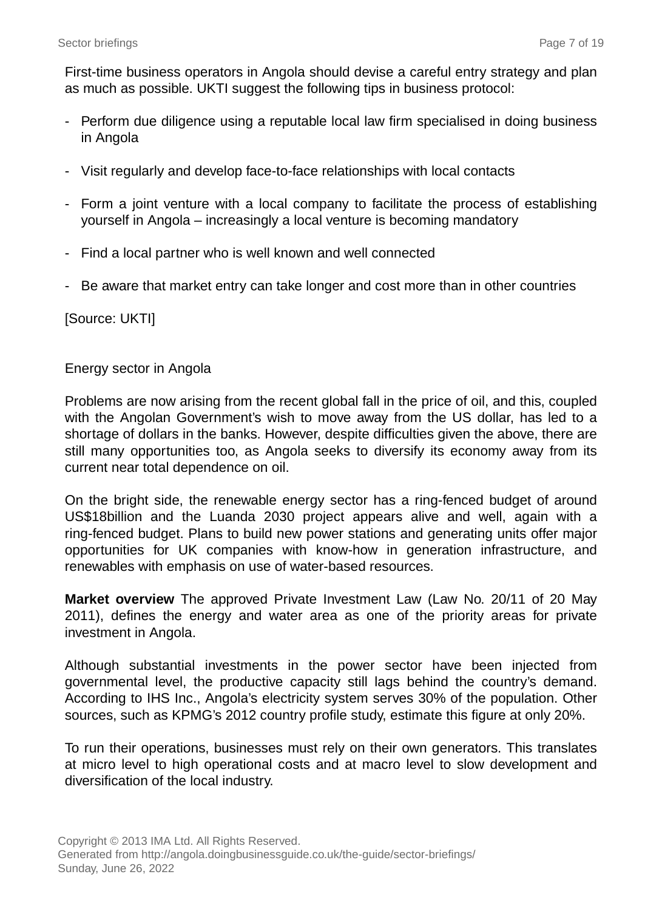First-time business operators in Angola should devise a careful entry strategy and plan as much as possible. UKTI suggest the following tips in business protocol:

- Perform due diligence using a reputable local law firm specialised in doing business in Angola
- Visit regularly and develop face-to-face relationships with local contacts
- Form a joint venture with a local company to facilitate the process of establishing yourself in Angola – increasingly a local venture is becoming mandatory
- Find a local partner who is well known and well connected
- Be aware that market entry can take longer and cost more than in other countries

[Source: UKTI]

## Energy sector in Angola

Problems are now arising from the recent global fall in the price of oil, and this, coupled with the Angolan Government's wish to move away from the US dollar, has led to a shortage of dollars in the banks. However, despite difficulties given the above, there are still many opportunities too, as Angola seeks to diversify its economy away from its current near total dependence on oil.

On the bright side, the renewable energy sector has a ring-fenced budget of around US$18billion and the Luanda 2030 project appears alive and well, again with a ring-fenced budget. Plans to build new power stations and generating units offer major opportunities for UK companies with know-how in generation infrastructure, and renewables with emphasis on use of water-based resources.

**Market overview** The approved Private Investment Law (Law No. 20/11 of 20 May 2011), defines the energy and water area as one of the priority areas for private investment in Angola.

Although substantial investments in the power sector have been injected from governmental level, the productive capacity still lags behind the country's demand. According to IHS Inc., Angola's electricity system serves 30% of the population. Other sources, such as KPMG's 2012 country profile study, estimate this figure at only 20%.

To run their operations, businesses must rely on their own generators. This translates at micro level to high operational costs and at macro level to slow development and diversification of the local industry.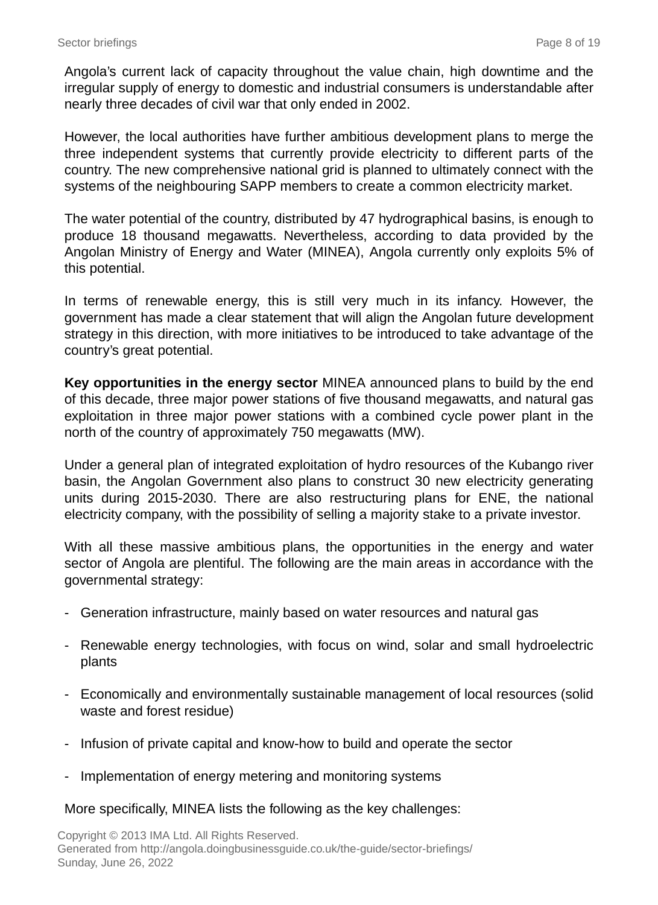Angola's current lack of capacity throughout the value chain, high downtime and the irregular supply of energy to domestic and industrial consumers is understandable after nearly three decades of civil war that only ended in 2002.

However, the local authorities have further ambitious development plans to merge the three independent systems that currently provide electricity to different parts of the country. The new comprehensive national grid is planned to ultimately connect with the systems of the neighbouring SAPP members to create a common electricity market.

The water potential of the country, distributed by 47 hydrographical basins, is enough to produce 18 thousand megawatts. Nevertheless, according to data provided by the Angolan Ministry of Energy and Water (MINEA), Angola currently only exploits 5% of this potential.

In terms of renewable energy, this is still very much in its infancy. However, the government has made a clear statement that will align the Angolan future development strategy in this direction, with more initiatives to be introduced to take advantage of the country's great potential.

**Key opportunities in the energy sector** MINEA announced plans to build by the end of this decade, three major power stations of five thousand megawatts, and natural gas exploitation in three major power stations with a combined cycle power plant in the north of the country of approximately 750 megawatts (MW).

Under a general plan of integrated exploitation of hydro resources of the Kubango river basin, the Angolan Government also plans to construct 30 new electricity generating units during 2015-2030. There are also restructuring plans for ENE, the national electricity company, with the possibility of selling a majority stake to a private investor.

With all these massive ambitious plans, the opportunities in the energy and water sector of Angola are plentiful. The following are the main areas in accordance with the governmental strategy:

- Generation infrastructure, mainly based on water resources and natural gas
- Renewable energy technologies, with focus on wind, solar and small hydroelectric plants
- Economically and environmentally sustainable management of local resources (solid waste and forest residue)
- Infusion of private capital and know-how to build and operate the sector
- Implementation of energy metering and monitoring systems

More specifically, MINEA lists the following as the key challenges: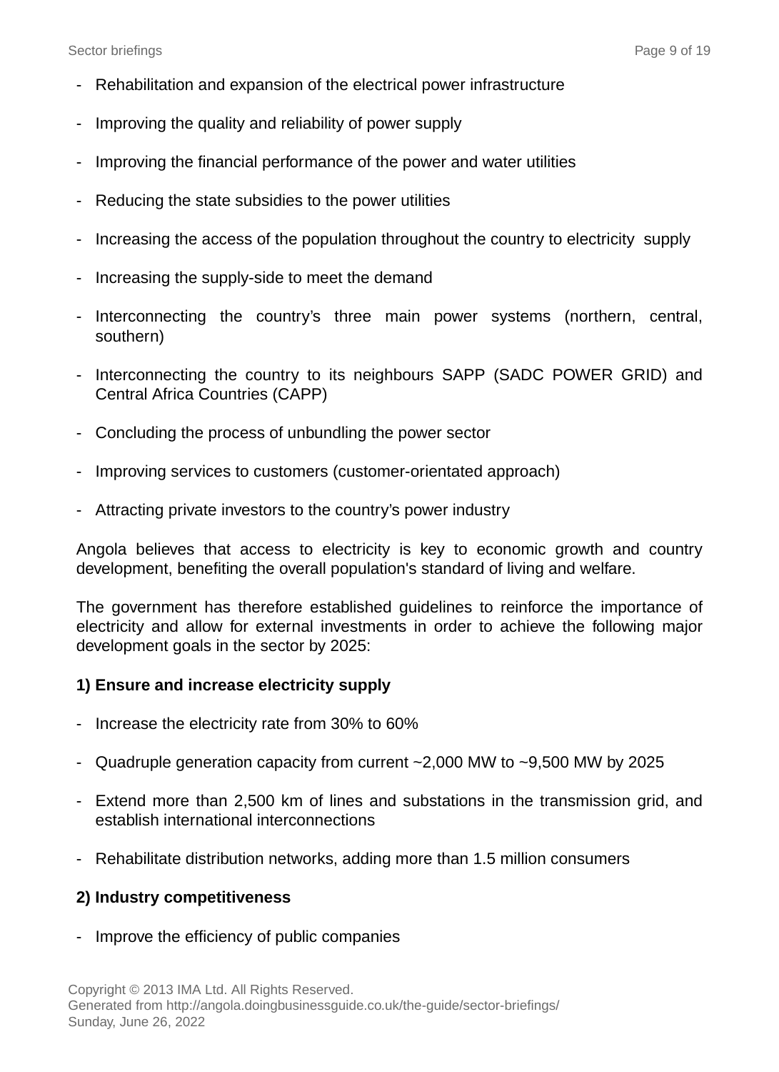- Rehabilitation and expansion of the electrical power infrastructure
- Improving the quality and reliability of power supply
- Improving the financial performance of the power and water utilities
- Reducing the state subsidies to the power utilities
- Increasing the access of the population throughout the country to electricity supply
- Increasing the supply-side to meet the demand
- Interconnecting the country's three main power systems (northern, central, southern)
- Interconnecting the country to its neighbours SAPP (SADC POWER GRID) and Central Africa Countries (CAPP)
- Concluding the process of unbundling the power sector
- Improving services to customers (customer-orientated approach)
- Attracting private investors to the country's power industry

Angola believes that access to electricity is key to economic growth and country development, benefiting the overall population's standard of living and welfare.

The government has therefore established guidelines to reinforce the importance of electricity and allow for external investments in order to achieve the following major development goals in the sector by 2025:

**1) Ensure and increase electricity supply**

- Increase the electricity rate from 30% to 60%
- Quadruple generation capacity from current ~2,000 MW to ~9,500 MW by 2025
- Extend more than 2,500 km of lines and substations in the transmission grid, and establish international interconnections
- Rehabilitate distribution networks, adding more than 1.5 million consumers

**2) Industry competitiveness**

- Improve the efficiency of public companies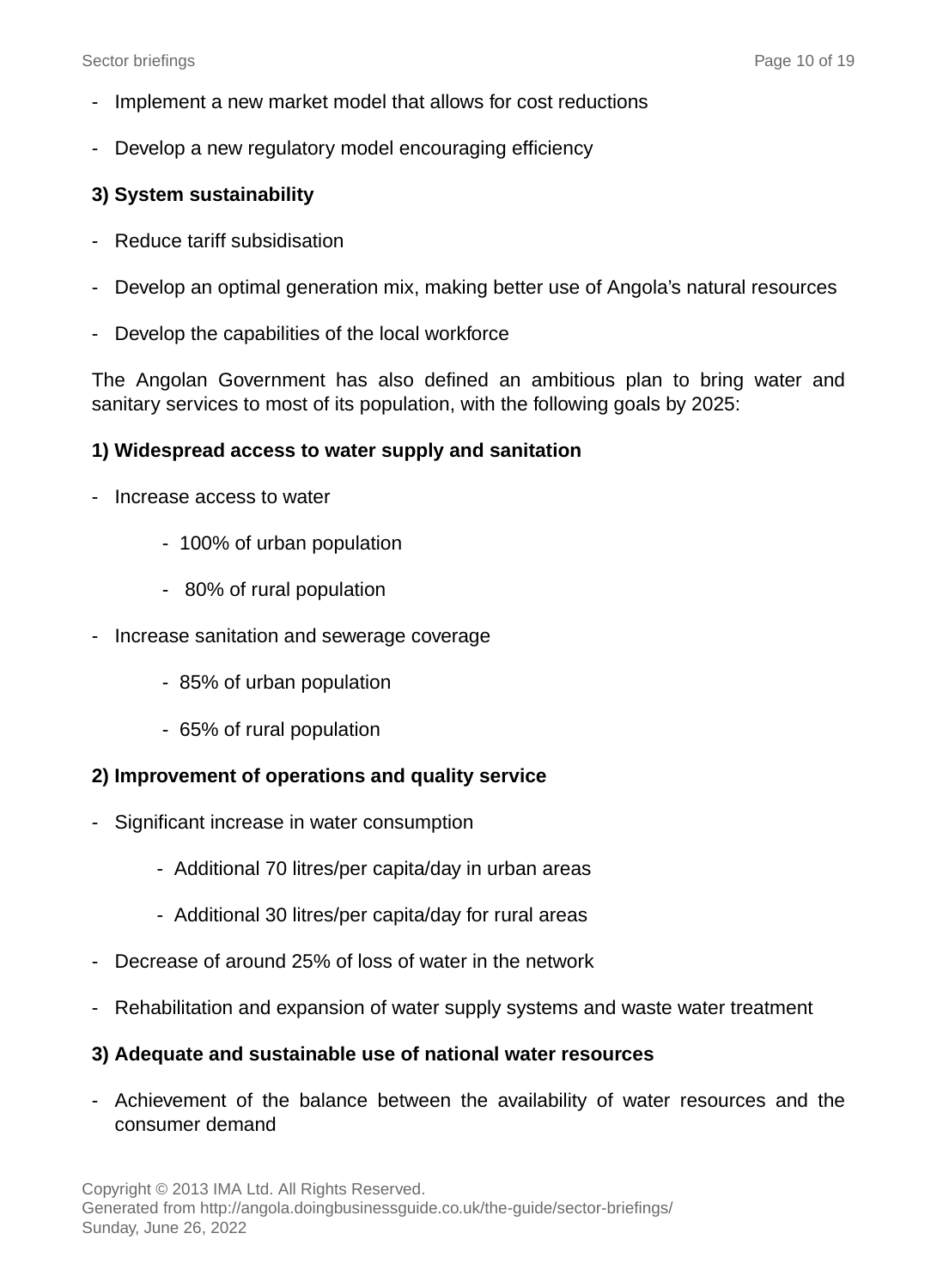- Implement a new market model that allows for cost reductions
- Develop a new regulatory model encouraging efficiency

**3) System sustainability**

- Reduce tariff subsidisation
- Develop an optimal generation mix, making better use of Angola's natural resources
- Develop the capabilities of the local workforce

The Angolan Government has also defined an ambitious plan to bring water and sanitary services to most of its population, with the following goals by 2025:

**1) Widespread access to water supply and sanitation**

- Increase access to water
    - 100% of urban population
    - 80% of rural population
- Increase sanitation and sewerage coverage
    - 85% of urban population
    - 65% of rural population

**2) Improvement of operations and quality service**

- Significant increase in water consumption
    - Additional 70 litres/per capita/day in urban areas
    - Additional 30 litres/per capita/day for rural areas
- Decrease of around 25% of loss of water in the network
- Rehabilitation and expansion of water supply systems and waste water treatment

**3) Adequate and sustainable use of national water resources**

- Achievement of the balance between the availability of water resources and the consumer demand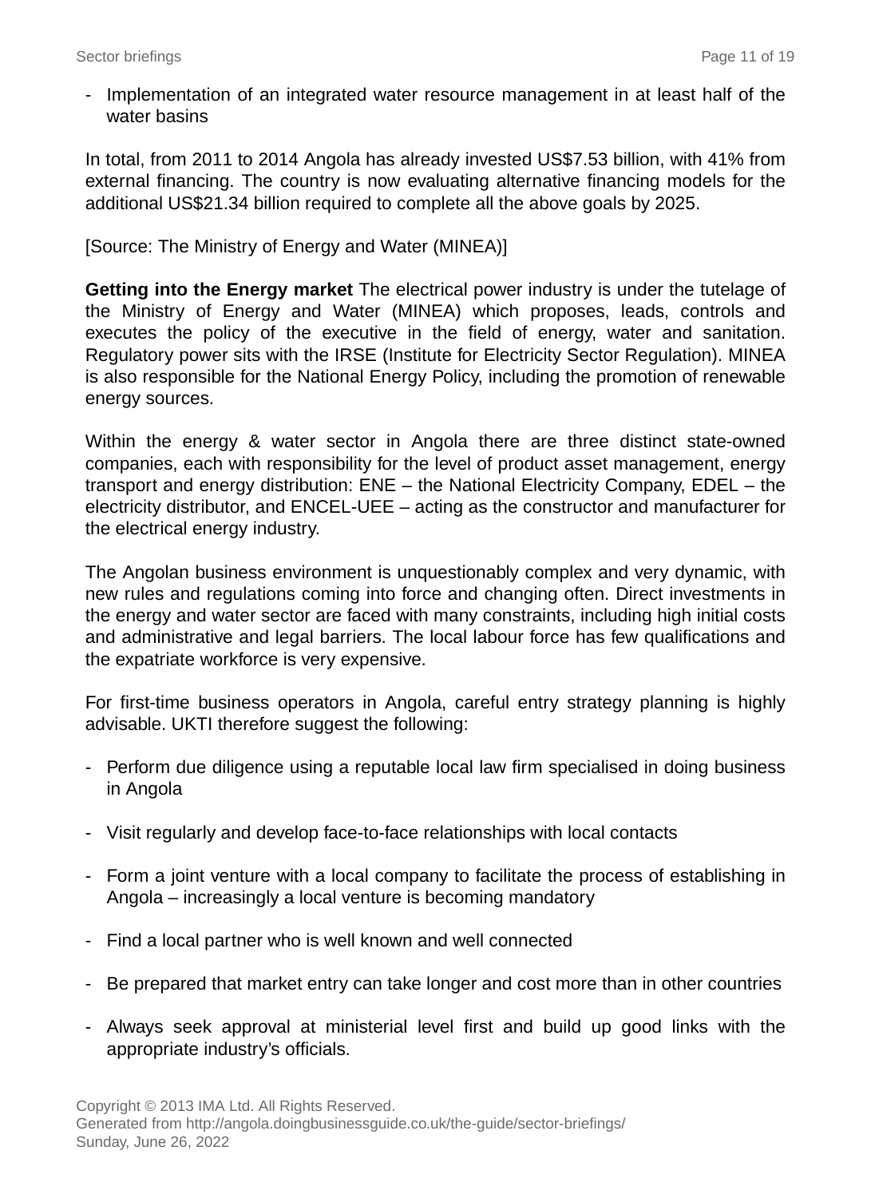- Implementation of an integrated water resource management in at least half of the water basins

In total, from 2011 to 2014 Angola has already invested US$7.53 billion, with 41% from external financing. The country is now evaluating alternative financing models for the additional US$21.34 billion required to complete all the above goals by 2025.

[Source: The Ministry of Energy and Water (MINEA)]

**Getting into the Energy market** The electrical power industry is under the tutelage of the Ministry of Energy and Water (MINEA) which proposes, leads, controls and executes the policy of the executive in the field of energy, water and sanitation. Regulatory power sits with the IRSE (Institute for Electricity Sector Regulation). MINEA is also responsible for the National Energy Policy, including the promotion of renewable energy sources.

Within the energy & water sector in Angola there are three distinct state-owned companies, each with responsibility for the level of product asset management, energy transport and energy distribution: ENE – the National Electricity Company, EDEL – the electricity distributor, and ENCEL-UEE – acting as the constructor and manufacturer for the electrical energy industry.

The Angolan business environment is unquestionably complex and very dynamic, with new rules and regulations coming into force and changing often. Direct investments in the energy and water sector are faced with many constraints, including high initial costs and administrative and legal barriers. The local labour force has few qualifications and the expatriate workforce is very expensive.

For first-time business operators in Angola, careful entry strategy planning is highly advisable. UKTI therefore suggest the following:

- Perform due diligence using a reputable local law firm specialised in doing business in Angola

- Visit regularly and develop face-to-face relationships with local contacts

- Form a joint venture with a local company to facilitate the process of establishing in Angola – increasingly a local venture is becoming mandatory

- Find a local partner who is well known and well connected

- Be prepared that market entry can take longer and cost more than in other countries

- Always seek approval at ministerial level first and build up good links with the appropriate industry's officials.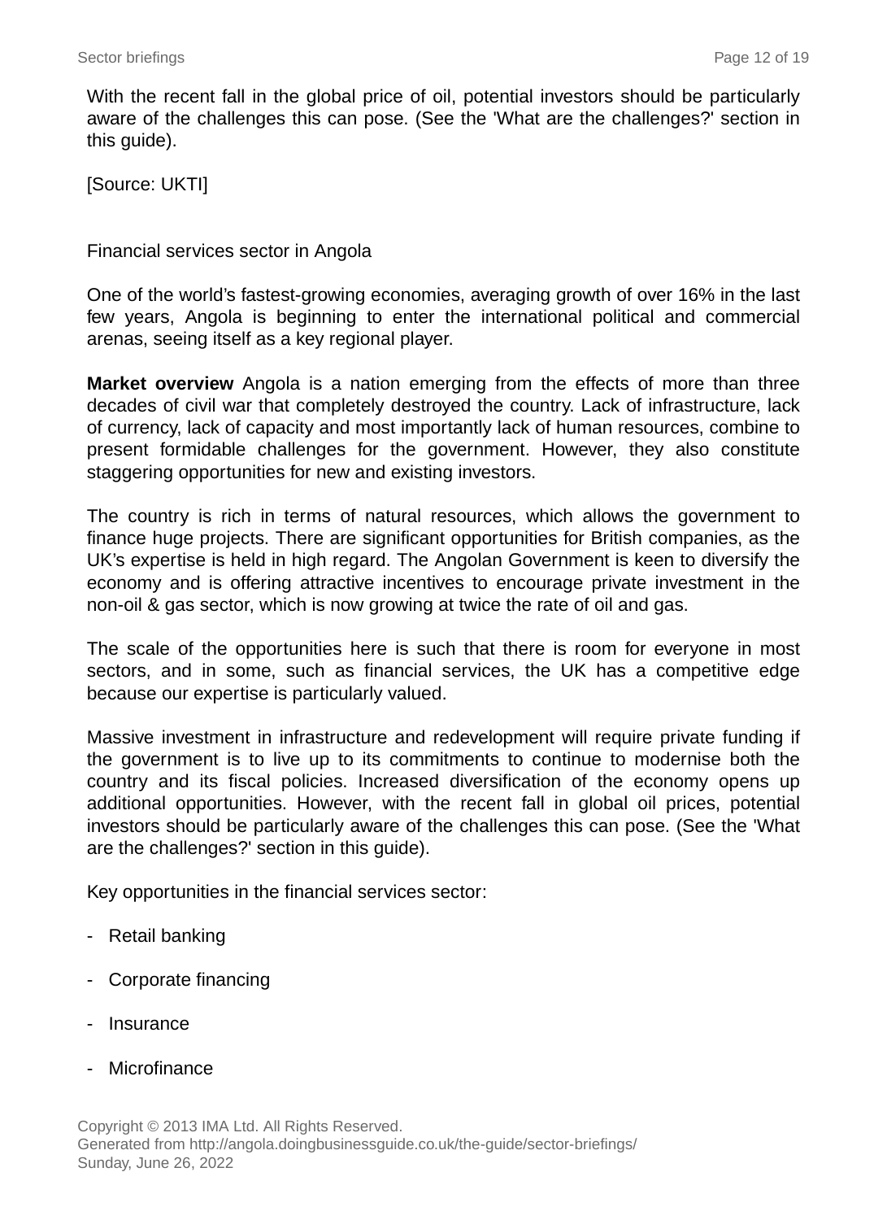With the recent fall in the global price of oil, potential investors should be particularly aware of the challenges this can pose. (See the 'What are the challenges?' section in this guide).

[Source: UKTI]

Financial services sector in Angola

One of the world's fastest-growing economies, averaging growth of over 16% in the last few years, Angola is beginning to enter the international political and commercial arenas, seeing itself as a key regional player.

**Market overview** Angola is a nation emerging from the effects of more than three decades of civil war that completely destroyed the country. Lack of infrastructure, lack of currency, lack of capacity and most importantly lack of human resources, combine to present formidable challenges for the government. However, they also constitute staggering opportunities for new and existing investors.

The country is rich in terms of natural resources, which allows the government to finance huge projects. There are significant opportunities for British companies, as the UK's expertise is held in high regard. The Angolan Government is keen to diversify the economy and is offering attractive incentives to encourage private investment in the non-oil & gas sector, which is now growing at twice the rate of oil and gas.

The scale of the opportunities here is such that there is room for everyone in most sectors, and in some, such as financial services, the UK has a competitive edge because our expertise is particularly valued.

Massive investment in infrastructure and redevelopment will require private funding if the government is to live up to its commitments to continue to modernise both the country and its fiscal policies. Increased diversification of the economy opens up additional opportunities. However, with the recent fall in global oil prices, potential investors should be particularly aware of the challenges this can pose. (See the 'What are the challenges?' section in this guide).

Key opportunities in the financial services sector:

- Retail banking
- Corporate financing
- Insurance
- Microfinance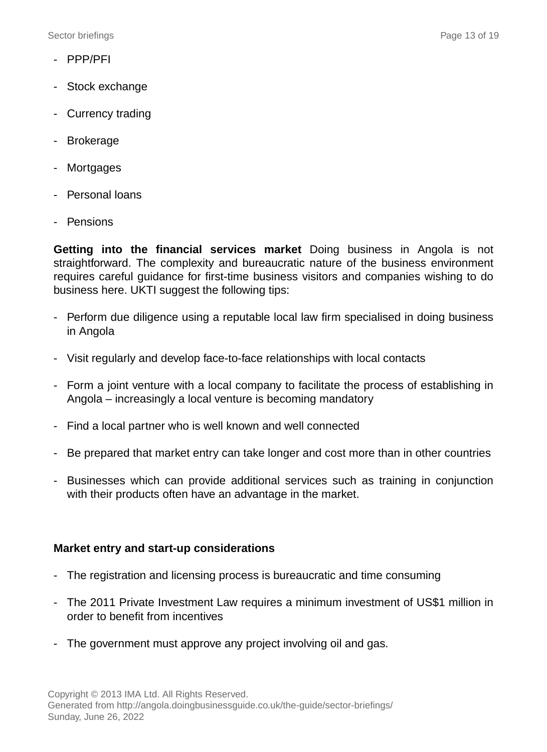- PPP/PFI
- Stock exchange
- Currency trading
- Brokerage
- Mortgages
- Personal loans
- Pensions

**Getting into the financial services market** Doing business in Angola is not straightforward. The complexity and bureaucratic nature of the business environment requires careful guidance for first-time business visitors and companies wishing to do business here. UKTI suggest the following tips:

- Perform due diligence using a reputable local law firm specialised in doing business in Angola
- Visit regularly and develop face-to-face relationships with local contacts
- Form a joint venture with a local company to facilitate the process of establishing in Angola – increasingly a local venture is becoming mandatory
- Find a local partner who is well known and well connected
- Be prepared that market entry can take longer and cost more than in other countries
- Businesses which can provide additional services such as training in conjunction with their products often have an advantage in the market.

**Market entry and start-up considerations**

- The registration and licensing process is bureaucratic and time consuming
- The 2011 Private Investment Law requires a minimum investment of US$1 million in order to benefit from incentives
- The government must approve any project involving oil and gas.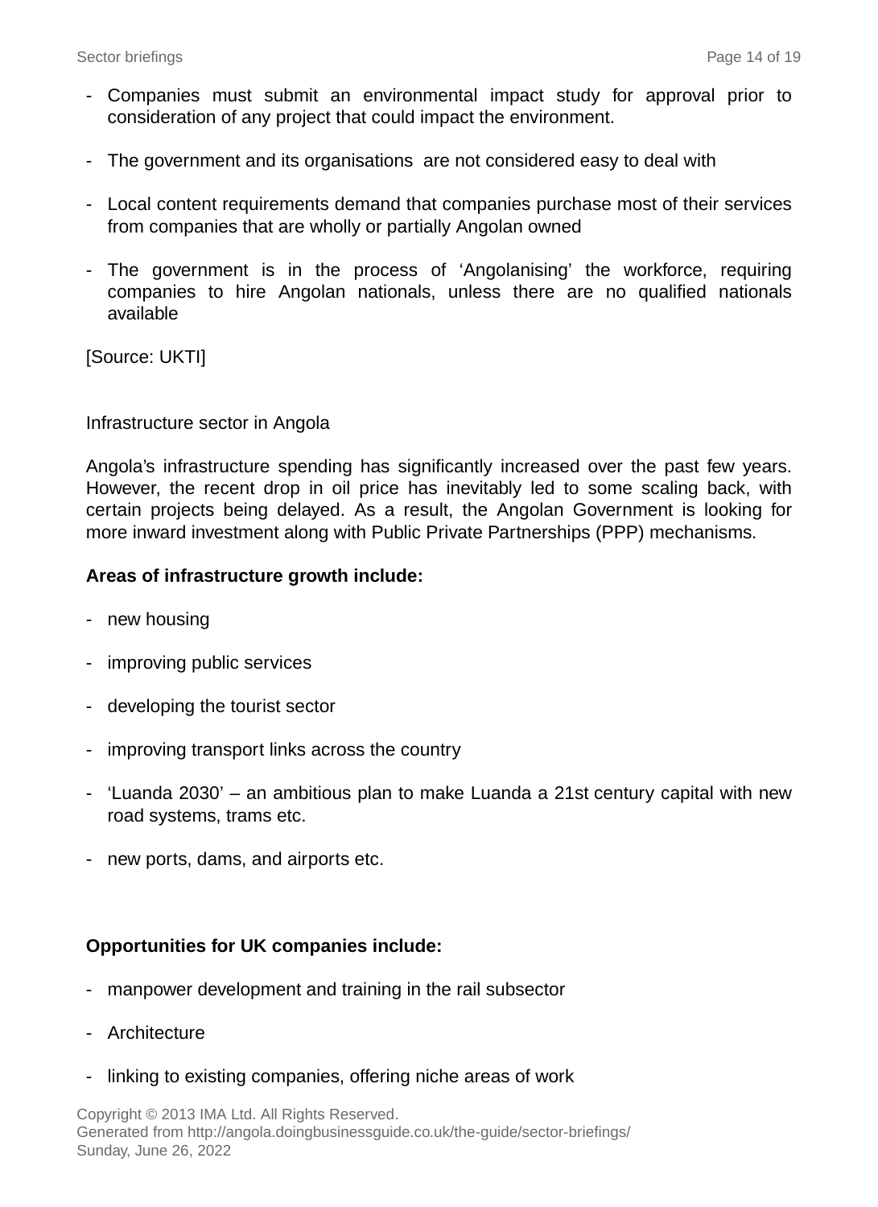- Companies must submit an environmental impact study for approval prior to consideration of any project that could impact the environment.

- The government and its organisations are not considered easy to deal with

- Local content requirements demand that companies purchase most of their services from companies that are wholly or partially Angolan owned

- The government is in the process of 'Angolanising' the workforce, requiring companies to hire Angolan nationals, unless there are no qualified nationals available

[Source: UKTI]

Infrastructure sector in Angola

Angola's infrastructure spending has significantly increased over the past few years. However, the recent drop in oil price has inevitably led to some scaling back, with certain projects being delayed. As a result, the Angolan Government is looking for more inward investment along with Public Private Partnerships (PPP) mechanisms.

**Areas of infrastructure growth include:**

- new housing

- improving public services

- developing the tourist sector

- improving transport links across the country

- 'Luanda 2030' – an ambitious plan to make Luanda a 21st century capital with new road systems, trams etc.

- new ports, dams, and airports etc.

**Opportunities for UK companies include:**

- manpower development and training in the rail subsector

- Architecture

- linking to existing companies, offering niche areas of work

Copyright © 2013 IMA Ltd. All Rights Reserved.
Generated from http://angola.doingbusinessguide.co.uk/the-guide/sector-briefings/
Sunday, June 26, 2022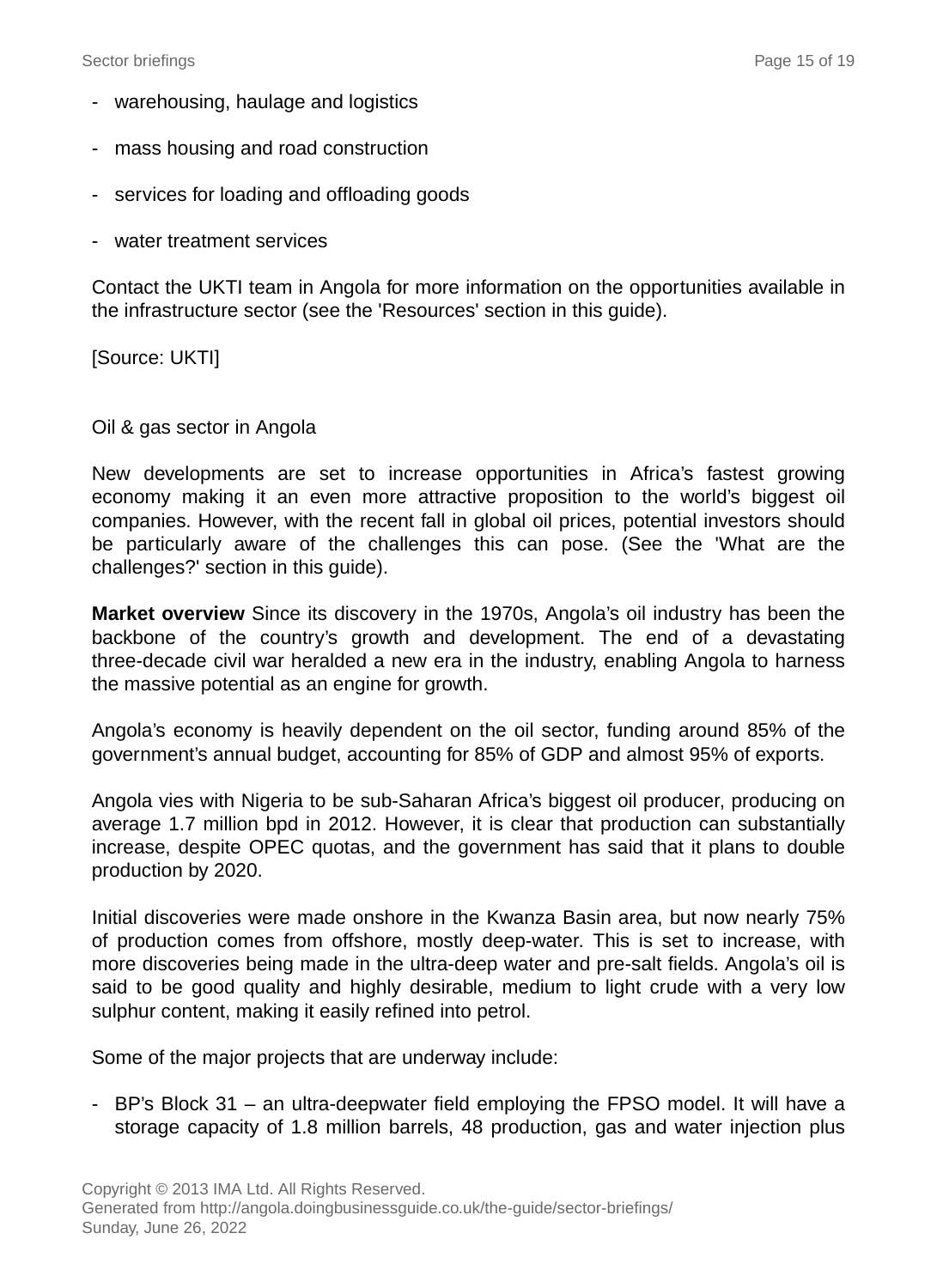- warehousing, haulage and logistics
- mass housing and road construction
- services for loading and offloading goods
- water treatment services

Contact the UKTI team in Angola for more information on the opportunities available in the infrastructure sector (see the 'Resources' section in this guide).

[Source: UKTI]

## Oil & gas sector in Angola

New developments are set to increase opportunities in Africa's fastest growing economy making it an even more attractive proposition to the world's biggest oil companies. However, with the recent fall in global oil prices, potential investors should be particularly aware of the challenges this can pose. (See the 'What are the challenges?' section in this guide).

**Market overview** Since its discovery in the 1970s, Angola's oil industry has been the backbone of the country's growth and development. The end of a devastating three-decade civil war heralded a new era in the industry, enabling Angola to harness the massive potential as an engine for growth.

Angola's economy is heavily dependent on the oil sector, funding around 85% of the government's annual budget, accounting for 85% of GDP and almost 95% of exports.

Angola vies with Nigeria to be sub-Saharan Africa's biggest oil producer, producing on average 1.7 million bpd in 2012. However, it is clear that production can substantially increase, despite OPEC quotas, and the government has said that it plans to double production by 2020.

Initial discoveries were made onshore in the Kwanza Basin area, but now nearly 75% of production comes from offshore, mostly deep-water. This is set to increase, with more discoveries being made in the ultra-deep water and pre-salt fields. Angola's oil is said to be good quality and highly desirable, medium to light crude with a very low sulphur content, making it easily refined into petrol.

Some of the major projects that are underway include:

- BP's Block 31 – an ultra-deepwater field employing the FPSO model. It will have a storage capacity of 1.8 million barrels, 48 production, gas and water injection plus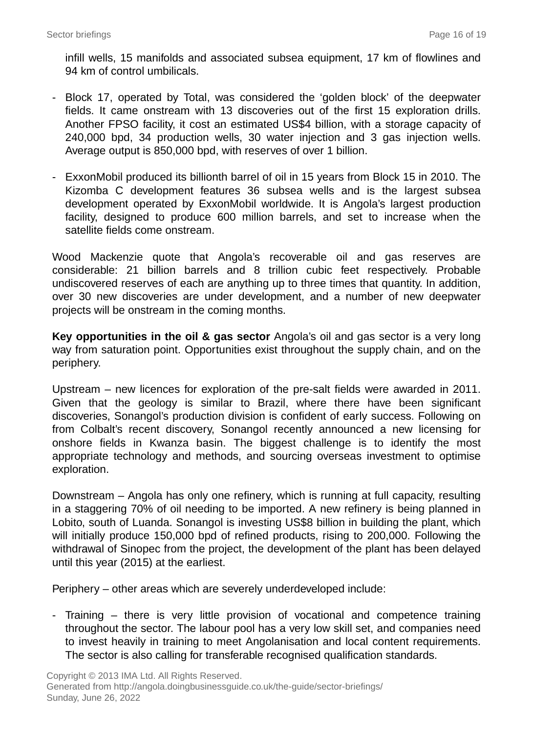infill wells, 15 manifolds and associated subsea equipment, 17 km of flowlines and 94 km of control umbilicals.

- Block 17, operated by Total, was considered the 'golden block' of the deepwater fields. It came onstream with 13 discoveries out of the first 15 exploration drills. Another FPSO facility, it cost an estimated US$4 billion, with a storage capacity of 240,000 bpd, 34 production wells, 30 water injection and 3 gas injection wells. Average output is 850,000 bpd, with reserves of over 1 billion.

- ExxonMobil produced its billionth barrel of oil in 15 years from Block 15 in 2010. The Kizomba C development features 36 subsea wells and is the largest subsea development operated by ExxonMobil worldwide. It is Angola's largest production facility, designed to produce 600 million barrels, and set to increase when the satellite fields come onstream.

Wood Mackenzie quote that Angola's recoverable oil and gas reserves are considerable: 21 billion barrels and 8 trillion cubic feet respectively. Probable undiscovered reserves of each are anything up to three times that quantity. In addition, over 30 new discoveries are under development, and a number of new deepwater projects will be onstream in the coming months.

**Key opportunities in the oil & gas sector** Angola's oil and gas sector is a very long way from saturation point. Opportunities exist throughout the supply chain, and on the periphery.

Upstream – new licences for exploration of the pre-salt fields were awarded in 2011. Given that the geology is similar to Brazil, where there have been significant discoveries, Sonangol's production division is confident of early success. Following on from Colbalt's recent discovery, Sonangol recently announced a new licensing for onshore fields in Kwanza basin. The biggest challenge is to identify the most appropriate technology and methods, and sourcing overseas investment to optimise exploration.

Downstream – Angola has only one refinery, which is running at full capacity, resulting in a staggering 70% of oil needing to be imported. A new refinery is being planned in Lobito, south of Luanda. Sonangol is investing US$8 billion in building the plant, which will initially produce 150,000 bpd of refined products, rising to 200,000. Following the withdrawal of Sinopec from the project, the development of the plant has been delayed until this year (2015) at the earliest.

Periphery – other areas which are severely underdeveloped include:

- Training – there is very little provision of vocational and competence training throughout the sector. The labour pool has a very low skill set, and companies need to invest heavily in training to meet Angolanisation and local content requirements. The sector is also calling for transferable recognised qualification standards.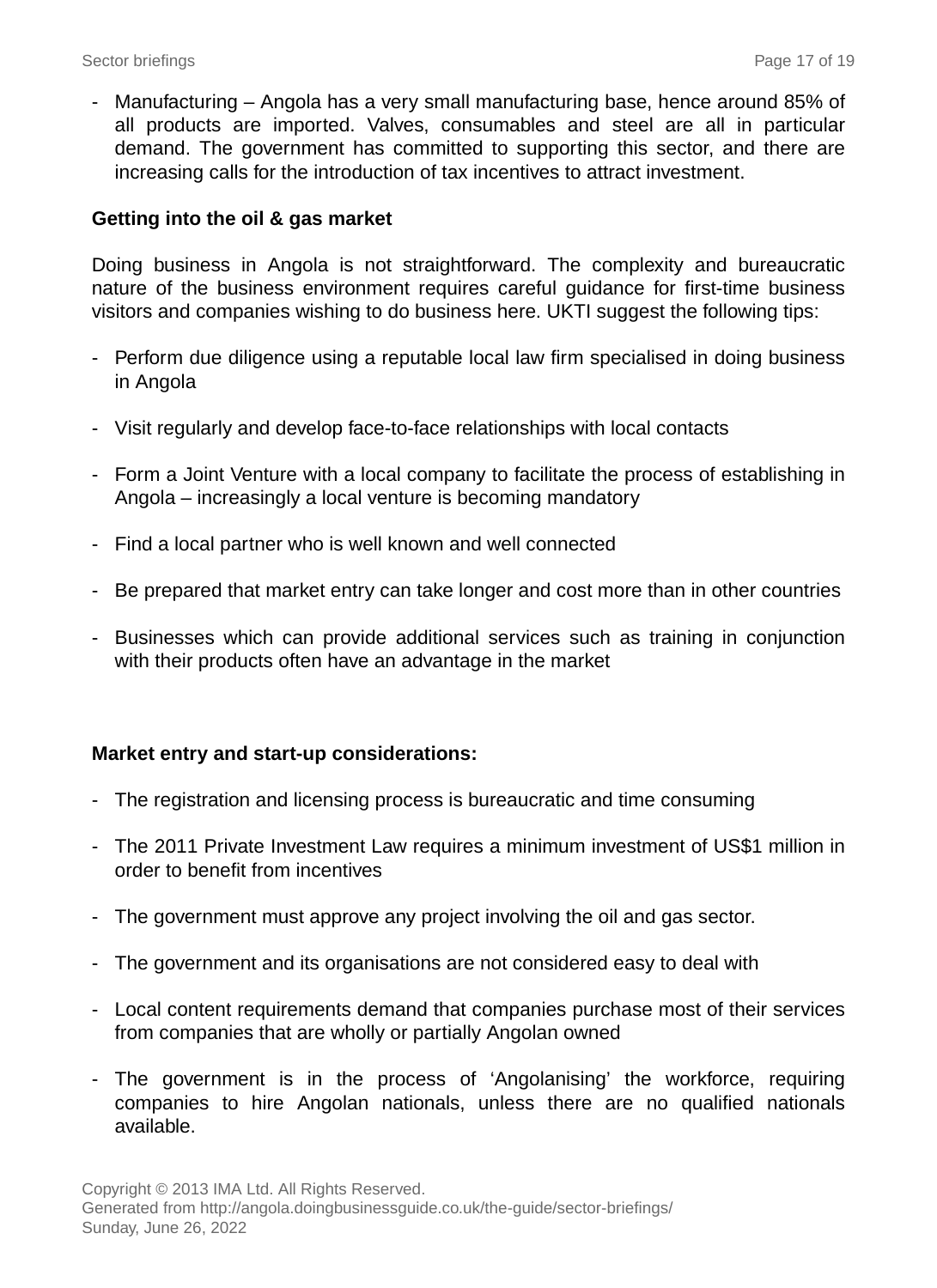- Manufacturing – Angola has a very small manufacturing base, hence around 85% of all products are imported. Valves, consumables and steel are all in particular demand. The government has committed to supporting this sector, and there are increasing calls for the introduction of tax incentives to attract investment.

**Getting into the oil & gas market**

Doing business in Angola is not straightforward. The complexity and bureaucratic nature of the business environment requires careful guidance for first-time business visitors and companies wishing to do business here. UKTI suggest the following tips:

- Perform due diligence using a reputable local law firm specialised in doing business in Angola
- Visit regularly and develop face-to-face relationships with local contacts
- Form a Joint Venture with a local company to facilitate the process of establishing in Angola – increasingly a local venture is becoming mandatory
- Find a local partner who is well known and well connected
- Be prepared that market entry can take longer and cost more than in other countries
- Businesses which can provide additional services such as training in conjunction with their products often have an advantage in the market

**Market entry and start-up considerations:**

- The registration and licensing process is bureaucratic and time consuming
- The 2011 Private Investment Law requires a minimum investment of US$1 million in order to benefit from incentives
- The government must approve any project involving the oil and gas sector.
- The government and its organisations are not considered easy to deal with
- Local content requirements demand that companies purchase most of their services from companies that are wholly or partially Angolan owned
- The government is in the process of 'Angolanising' the workforce, requiring companies to hire Angolan nationals, unless there are no qualified nationals available.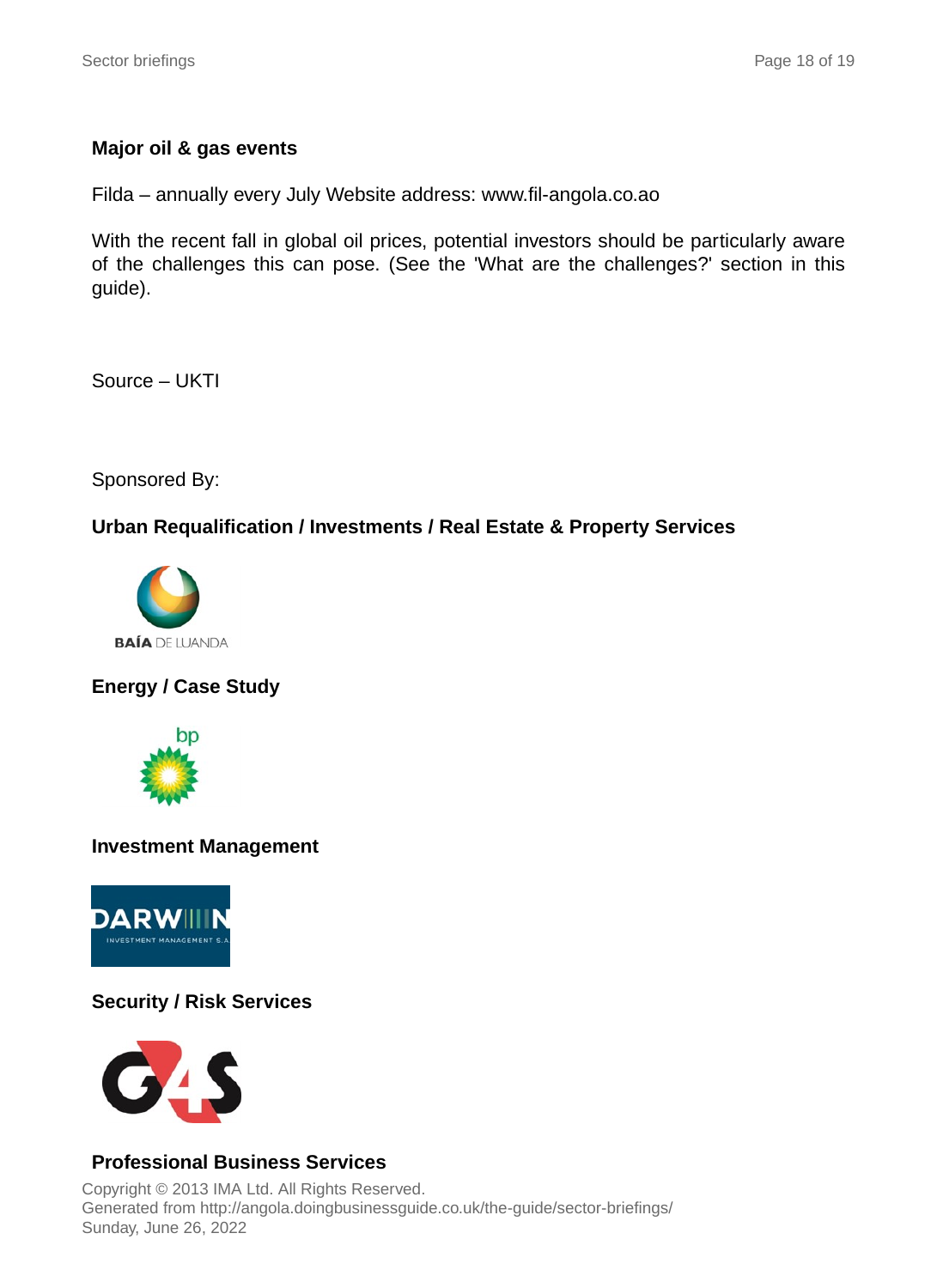**Major oil & gas events**

Filda – annually every July Website address: www.fil-angola.co.ao

With the recent fall in global oil prices, potential investors should be particularly aware of the challenges this can pose. (See the 'What are the challenges?' section in this guide).

Source – UKTI

Sponsored By:

**Urban Requalification / Investments / Real Estate & Property Services**

**Energy / Case Study**

**Investment Management**

**Security / Risk Services**

**Professional Business Services**

Copyright © 2013 IMA Ltd. All Rights Reserved.
Generated from http://angola.doingbusinessguide.co.uk/the-guide/sector-briefings/
Sunday, June 26, 2022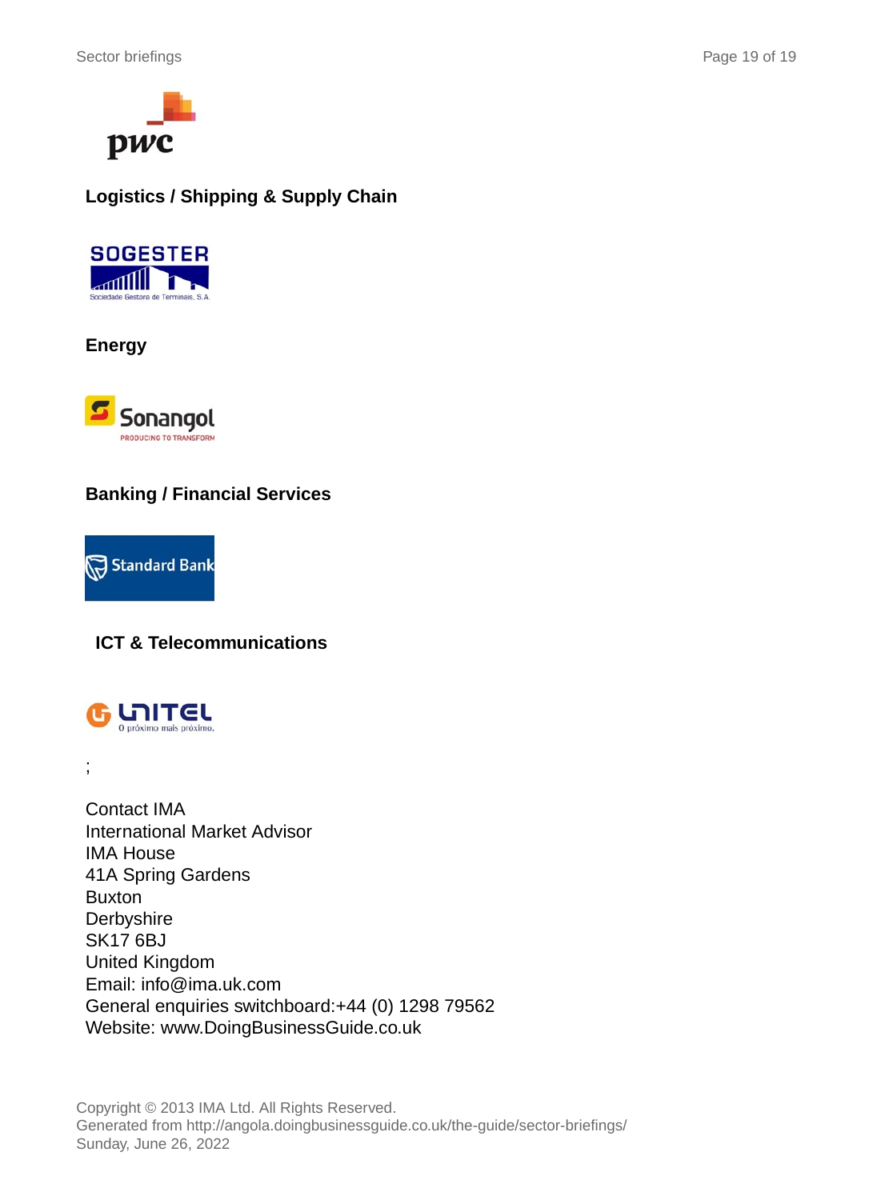pwc

**Logistics / Shipping & Supply Chain**

SOGESTER
Sociedade Gestora de Terminais, S.A.

**Energy**

Sonangol
PRODUCING TO TRANSFORM

**Banking / Financial Services**

Standard Bank

**ICT & Telecommunications**

UNITEL
O próximo mais próximo.

;

Contact IMA
International Market Advisor
IMA House
41A Spring Gardens
Buxton
Derbyshire
SK17 6BJ
United Kingdom
Email: info@ima.uk.com
General enquiries switchboard:+44 (0) 1298 79562
Website: www.DoingBusinessGuide.co.uk

Copyright © 2013 IMA Ltd. All Rights Reserved.
Generated from http://angola.doingbusinessguide.co.uk/the-guide/sector-briefings/
Sunday, June 26, 2022